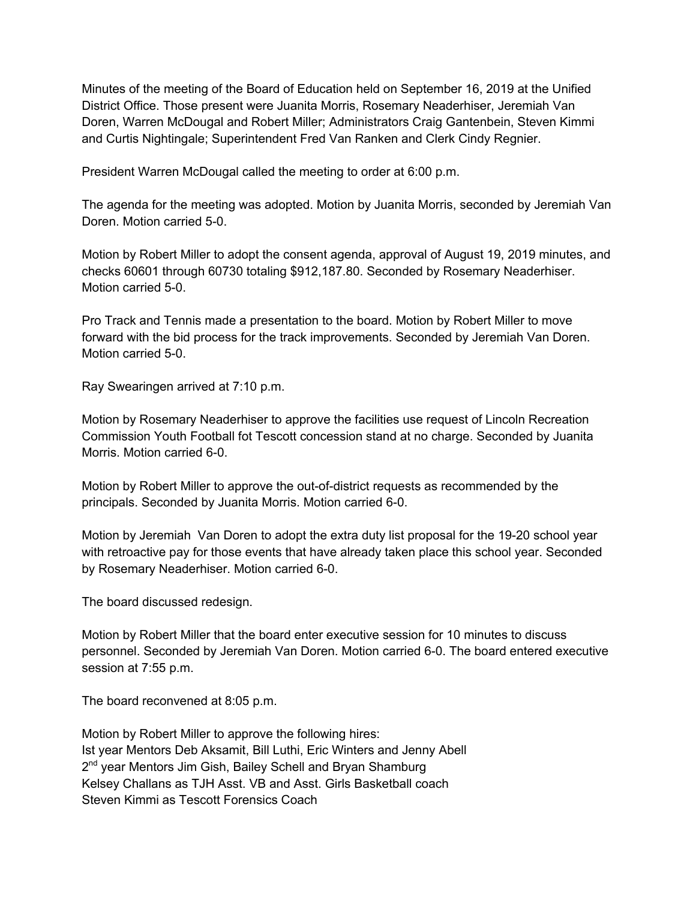Minutes of the meeting of the Board of Education held on September 16, 2019 at the Unified District Office. Those present were Juanita Morris, Rosemary Neaderhiser, Jeremiah Van Doren, Warren McDougal and Robert Miller; Administrators Craig Gantenbein, Steven Kimmi and Curtis Nightingale; Superintendent Fred Van Ranken and Clerk Cindy Regnier.

President Warren McDougal called the meeting to order at 6:00 p.m.

The agenda for the meeting was adopted. Motion by Juanita Morris, seconded by Jeremiah Van Doren. Motion carried 5-0.

Motion by Robert Miller to adopt the consent agenda, approval of August 19, 2019 minutes, and checks 60601 through 60730 totaling $912,187.80. Seconded by Rosemary Neaderhiser. Motion carried 5-0.

Pro Track and Tennis made a presentation to the board. Motion by Robert Miller to move forward with the bid process for the track improvements. Seconded by Jeremiah Van Doren. Motion carried 5-0.

Ray Swearingen arrived at 7:10 p.m.

Motion by Rosemary Neaderhiser to approve the facilities use request of Lincoln Recreation Commission Youth Football fot Tescott concession stand at no charge. Seconded by Juanita Morris. Motion carried 6-0.

Motion by Robert Miller to approve the out-of-district requests as recommended by the principals. Seconded by Juanita Morris. Motion carried 6-0.

Motion by Jeremiah Van Doren to adopt the extra duty list proposal for the 19-20 school year with retroactive pay for those events that have already taken place this school year. Seconded by Rosemary Neaderhiser. Motion carried 6-0.

The board discussed redesign.

Motion by Robert Miller that the board enter executive session for 10 minutes to discuss personnel. Seconded by Jeremiah Van Doren. Motion carried 6-0. The board entered executive session at 7:55 p.m.

The board reconvened at 8:05 p.m.

Motion by Robert Miller to approve the following hires:
Ist year Mentors Deb Aksamit, Bill Luthi, Eric Winters and Jenny Abell
2nd year Mentors Jim Gish, Bailey Schell and Bryan Shamburg
Kelsey Challans as TJH Asst. VB and Asst. Girls Basketball coach
Steven Kimmi as Tescott Forensics Coach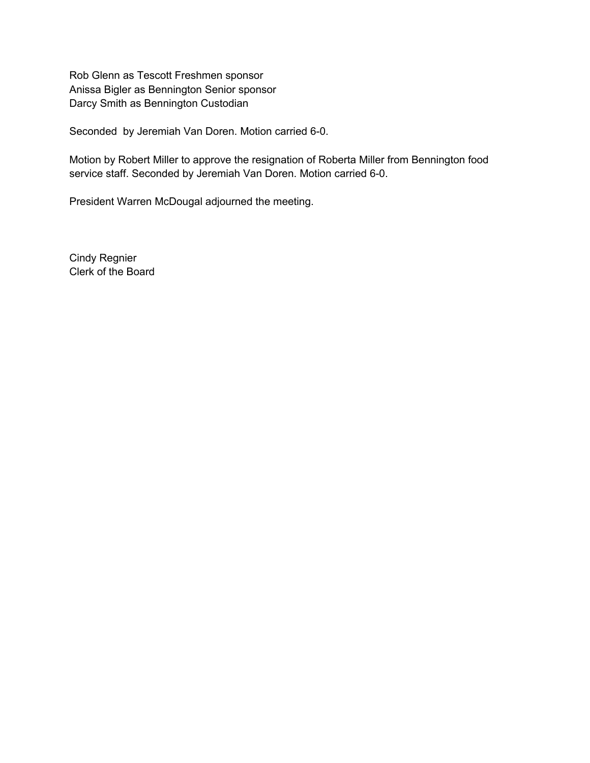Rob Glenn as Tescott Freshmen sponsor
Anissa Bigler as Bennington Senior sponsor
Darcy Smith as Bennington Custodian

Seconded by Jeremiah Van Doren. Motion carried 6-0.

Motion by Robert Miller to approve the resignation of Roberta Miller from Bennington food service staff. Seconded by Jeremiah Van Doren. Motion carried 6-0.

President Warren McDougal adjourned the meeting.

Cindy Regnier
Clerk of the Board